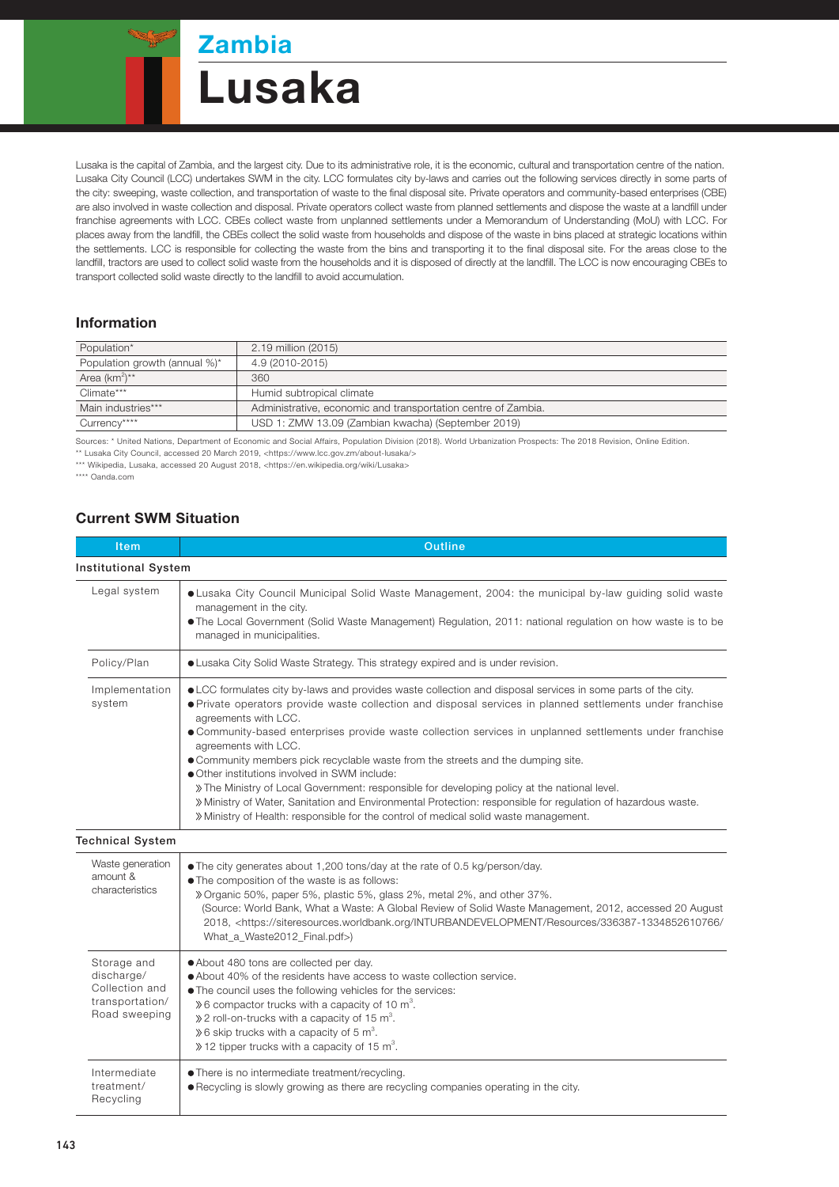# Zambia

# Lusaka

Lusaka is the capital of Zambia, and the largest city. Due to its administrative role, it is the economic, cultural and transportation centre of the nation. Lusaka City Council (LCC) undertakes SWM in the city. LCC formulates city by-laws and carries out the following services directly in some parts of the city: sweeping, waste collection, and transportation of waste to the final disposal site. Private operators and community-based enterprises (CBE) are also involved in waste collection and disposal. Private operators collect waste from planned settlements and dispose the waste at a landfill under franchise agreements with LCC. CBEs collect waste from unplanned settlements under a Memorandum of Understanding (MoU) with LCC. For places away from the landfill, the CBEs collect the solid waste from households and dispose of the waste in bins placed at strategic locations within the settlements. LCC is responsible for collecting the waste from the bins and transporting it to the final disposal site. For the areas close to the landfill, tractors are used to collect solid waste from the households and it is disposed of directly at the landfill. The LCC is now encouraging CBEs to transport collected solid waste directly to the landfill to avoid accumulation.

## Information

| | |
|---|---|
| Population* | 2.19 million (2015) |
| Population growth (annual %)* | 4.9 (2010-2015) |
| Area (km$^2$)** | 360 |
| Climate*** | Humid subtropical climate |
| Main industries*** | Administrative, economic and transportation centre of Zambia. |
| Currency**** | USD 1: ZMW 13.09 (Zambian kwacha) (September 2019) |

Sources: * United Nations, Department of Economic and Social Affairs, Population Division (2018). World Urbanization Prospects: The 2018 Revision, Online Edition.
** Lusaka City Council, accessed 20 March 2019, <https://www.lcc.gov.zm/about-lusaka/>
*** Wikipedia, Lusaka, accessed 20 August 2018, <https://en.wikipedia.org/wiki/Lusaka>
**** Oanda.com

## Current SWM Situation

| Item | Outline |
|---|---|
| **Institutional System** | |
| Legal system | ● Lusaka City Council Municipal Solid Waste Management, 2004: the municipal by-law guiding solid waste management in the city.<br>● The Local Government (Solid Waste Management) Regulation, 2011: national regulation on how waste is to be managed in municipalities. |
| Policy/Plan | ● Lusaka City Solid Waste Strategy. This strategy expired and is under revision. |
| Implementation system | ● LCC formulates city by-laws and provides waste collection and disposal services in some parts of the city.<br>● Private operators provide waste collection and disposal services in planned settlements under franchise agreements with LCC.<br>● Community-based enterprises provide waste collection services in unplanned settlements under franchise agreements with LCC.<br>● Community members pick recyclable waste from the streets and the dumping site.<br>● Other institutions involved in SWM include:<br>» The Ministry of Local Government: responsible for developing policy at the national level.<br>» Ministry of Water, Sanitation and Environmental Protection: responsible for regulation of hazardous waste.<br>» Ministry of Health: responsible for the control of medical solid waste management. |
| **Technical System** | |
| Waste generation amount & characteristics | ● The city generates about 1,200 tons/day at the rate of 0.5 kg/person/day.<br>● The composition of the waste is as follows:<br>» Organic 50%, paper 5%, plastic 5%, glass 2%, metal 2%, and other 37%.<br>(Source: World Bank, What a Waste: A Global Review of Solid Waste Management, 2012, accessed 20 August 2018, <https://siteresources.worldbank.org/INTURBANDEVELOPMENT/Resources/336387-1334852610766/What_a_Waste2012_Final.pdf>) |
| Storage and discharge/ Collection and transportation/ Road sweeping | ● About 480 tons are collected per day.<br>● About 40% of the residents have access to waste collection service.<br>● The council uses the following vehicles for the services:<br>» 6 compactor trucks with a capacity of 10 m$^3$.<br>» 2 roll-on-trucks with a capacity of 15 m$^3$.<br>» 6 skip trucks with a capacity of 5 m$^3$.<br>» 12 tipper trucks with a capacity of 15 m$^3$. |
| Intermediate treatment/ Recycling | ● There is no intermediate treatment/recycling.<br>● Recycling is slowly growing as there are recycling companies operating in the city. |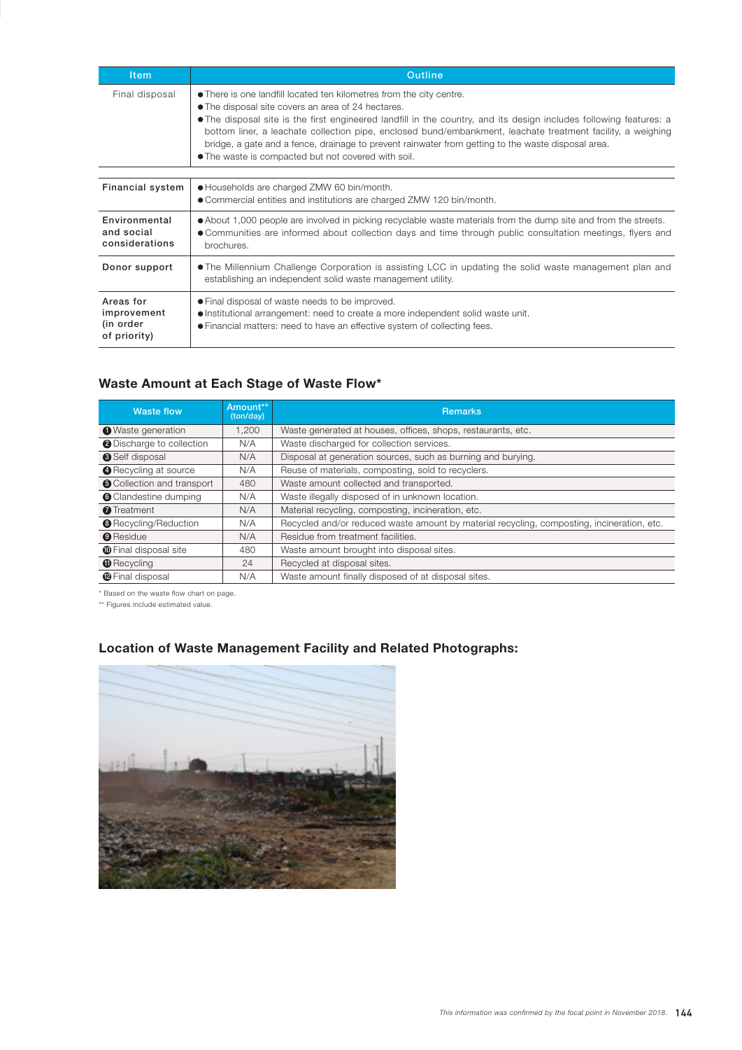| Item | Outline |
|---|---|
| Final disposal | ● There is one landfill located ten kilometres from the city centre.<br>● The disposal site covers an area of 24 hectares.<br>● The disposal site is the first engineered landfill in the country, and its design includes following features: a bottom liner, a leachate collection pipe, enclosed bund/embankment, leachate treatment facility, a weighing bridge, a gate and a fence, drainage to prevent rainwater from getting to the waste disposal area.<br>● The waste is compacted but not covered with soil. |
| Financial system | ● Households are charged ZMW 60 bin/month.<br>● Commercial entities and institutions are charged ZMW 120 bin/month. |
| Environmental and social considerations | ● About 1,000 people are involved in picking recyclable waste materials from the dump site and from the streets.<br>● Communities are informed about collection days and time through public consultation meetings, flyers and brochures. |
| Donor support | ● The Millennium Challenge Corporation is assisting LCC in updating the solid waste management plan and establishing an independent solid waste management utility. |
| Areas for improvement (in order of priority) | ● Final disposal of waste needs to be improved.<br>● Institutional arrangement: need to create a more independent solid waste unit.<br>● Financial matters: need to have an effective system of collecting fees. |

## Waste Amount at Each Stage of Waste Flow*

| Waste flow | Amount** (ton/day) | Remarks |
|---|---|---|
| ❶ Waste generation | 1,200 | Waste generated at houses, offices, shops, restaurants, etc. |
| ❷ Discharge to collection | N/A | Waste discharged for collection services. |
| ❸ Self disposal | N/A | Disposal at generation sources, such as burning and burying. |
| ❹ Recycling at source | N/A | Reuse of materials, composting, sold to recyclers. |
| ❺ Collection and transport | 480 | Waste amount collected and transported. |
| ❻ Clandestine dumping | N/A | Waste illegally disposed of in unknown location. |
| ❼ Treatment | N/A | Material recycling, composting, incineration, etc. |
| ❽ Recycling/Reduction | N/A | Recycled and/or reduced waste amount by material recycling, composting, incineration, etc. |
| ❾ Residue | N/A | Residue from treatment facilities. |
| ❿ Final disposal site | 480 | Waste amount brought into disposal sites. |
| ⓫ Recycling | 24 | Recycled at disposal sites. |
| ⓬ Final disposal | N/A | Waste amount finally disposed of at disposal sites. |

\* Based on the waste flow chart on page.

\*\* Figures include estimated value.

## Location of Waste Management Facility and Related Photographs:

*This information was confirmed by the focal point in November 2018.*